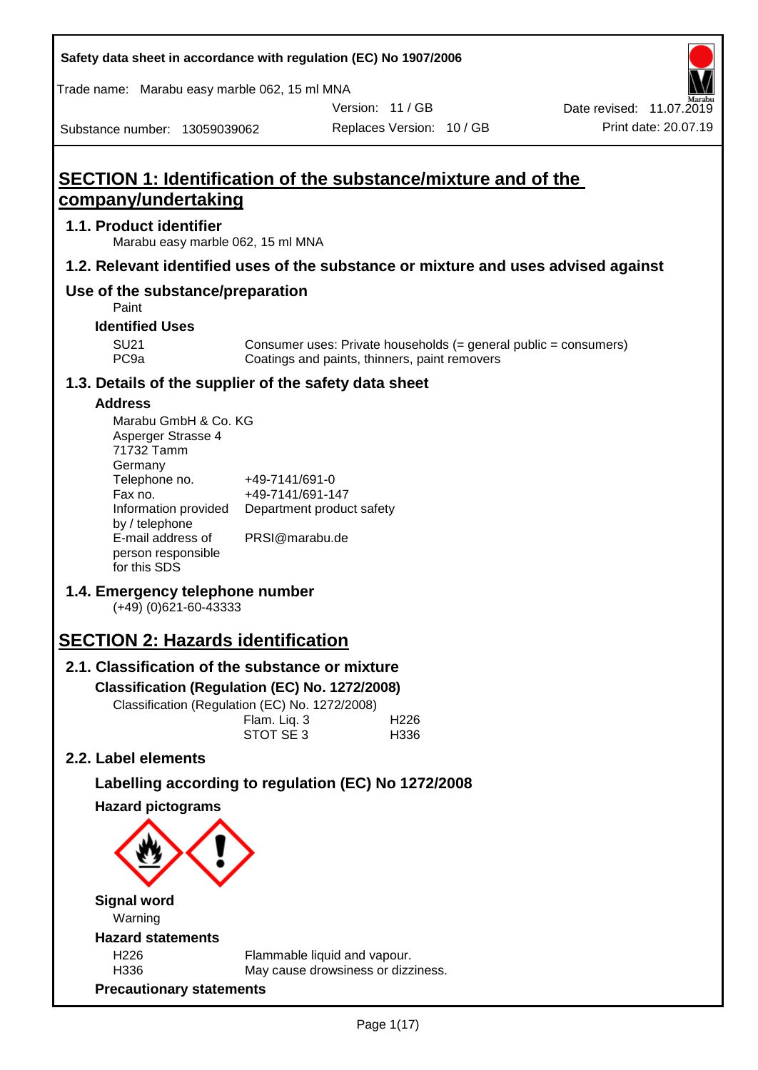Safety data sheet in accordance with regulation (EC) No 1907/2006

Trade name: Marabu easy marble 062, 15 ml MNA

Substance number: 13059039062 | Version: 11 / GB | Replaces Version: 10 / GB | Date revised: 11.07.2019 | Print date: 20.07.19

# SECTION 1: Identification of the substance/mixture and of the company/undertaking

## 1.1. Product identifier

Marabu easy marble 062, 15 ml MNA

## 1.2. Relevant identified uses of the substance or mixture and uses advised against

## Use of the substance/preparation

Paint

### Identified Uses

| | |
|---|---|
| SU21 | Consumer uses: Private households (= general public = consumers) |
| PC9a | Coatings and paints, thinners, paint removers |

## 1.3. Details of the supplier of the safety data sheet

### Address

Marabu GmbH & Co. KG
Asperger Strasse 4
71732 Tamm
Germany

| | |
|---|---|
| Telephone no. | +49-7141/691-0 |
| Fax no. | +49-7141/691-147 |
| Information provided by / telephone | Department product safety |
| E-mail address of person responsible for this SDS | PRSI@marabu.de |

## 1.4. Emergency telephone number

(+49) (0)621-60-43333

# SECTION 2: Hazards identification

## 2.1. Classification of the substance or mixture

### Classification (Regulation (EC) No. 1272/2008)

Classification (Regulation (EC) No. 1272/2008)

| | |
|---|---|
| Flam. Liq. 3 | H226 |
| STOT SE 3 | H336 |

## 2.2. Label elements

### Labelling according to regulation (EC) No 1272/2008

### Hazard pictograms

### Signal word

Warning

### Hazard statements

| | |
|---|---|
| H226 | Flammable liquid and vapour. |
| H336 | May cause drowsiness or dizziness. |

### Precautionary statements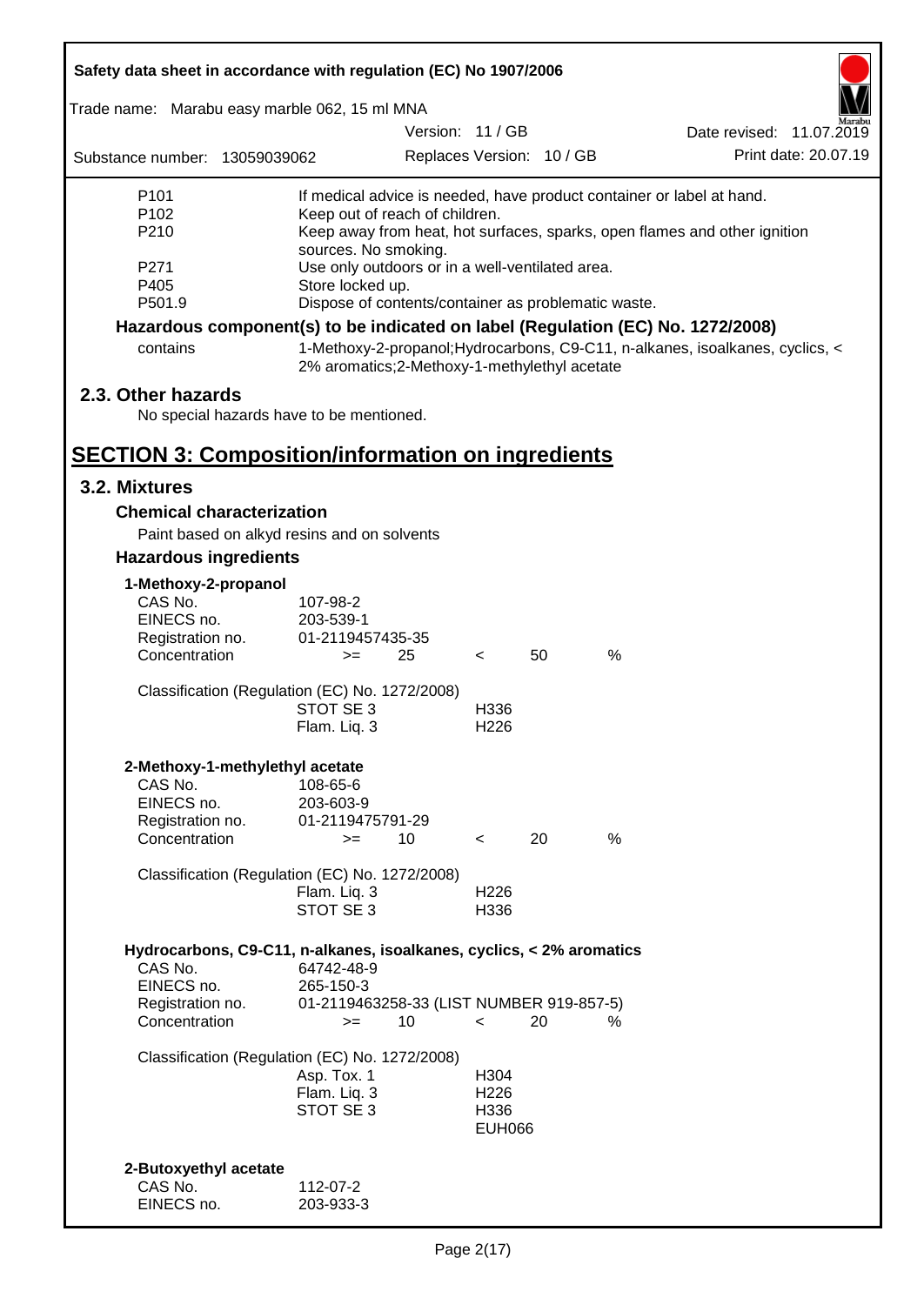| | |
|---|---|
| P101 | If medical advice is needed, have product container or label at hand. |
| P102 | Keep out of reach of children. |
| P210 | Keep away from heat, hot surfaces, sparks, open flames and other ignition sources. No smoking. |
| P271 | Use only outdoors or in a well-ventilated area. |
| P405 | Store locked up. |
| P501.9 | Dispose of contents/container as problematic waste. |

**Hazardous component(s) to be indicated on label (Regulation (EC) No. 1272/2008)**

| | |
|---|---|
| contains | 1-Methoxy-2-propanol;Hydrocarbons, C9-C11, n-alkanes, isoalkanes, cyclics, < 2% aromatics;2-Methoxy-1-methylethyl acetate |

## 2.3. Other hazards

No special hazards have to be mentioned.

# SECTION 3: Composition/information on ingredients

## 3.2. Mixtures

### Chemical characterization

Paint based on alkyd resins and on solvents

### Hazardous ingredients

**1-Methoxy-2-propanol**

| | | | | | |
|---|---|---|---|---|---|
| CAS No. | 107-98-2 | | | | |
| EINECS no. | 203-539-1 | | | | |
| Registration no. | 01-2119457435-35 | | | | |
| Concentration | >= | 25 | < | 50 | % |

Classification (Regulation (EC) No. 1272/2008)

| | |
|---|---|
| STOT SE 3 | H336 |
| Flam. Liq. 3 | H226 |

**2-Methoxy-1-methylethyl acetate**

| | | | | | |
|---|---|---|---|---|---|
| CAS No. | 108-65-6 | | | | |
| EINECS no. | 203-603-9 | | | | |
| Registration no. | 01-2119475791-29 | | | | |
| Concentration | >= | 10 | < | 20 | % |

Classification (Regulation (EC) No. 1272/2008)

| | |
|---|---|
| Flam. Liq. 3 | H226 |
| STOT SE 3 | H336 |

**Hydrocarbons, C9-C11, n-alkanes, isoalkanes, cyclics, < 2% aromatics**

| | | | | | |
|---|---|---|---|---|---|
| CAS No. | 64742-48-9 | | | | |
| EINECS no. | 265-150-3 | | | | |
| Registration no. | 01-2119463258-33 (LIST NUMBER 919-857-5) | | | | |
| Concentration | >= | 10 | < | 20 | % |

Classification (Regulation (EC) No. 1272/2008)

| | |
|---|---|
| Asp. Tox. 1 | H304 |
| Flam. Liq. 3 | H226 |
| STOT SE 3 | H336 |
| | EUH066 |

**2-Butoxyethyl acetate**

| | |
|---|---|
| CAS No. | 112-07-2 |
| EINECS no. | 203-933-3 |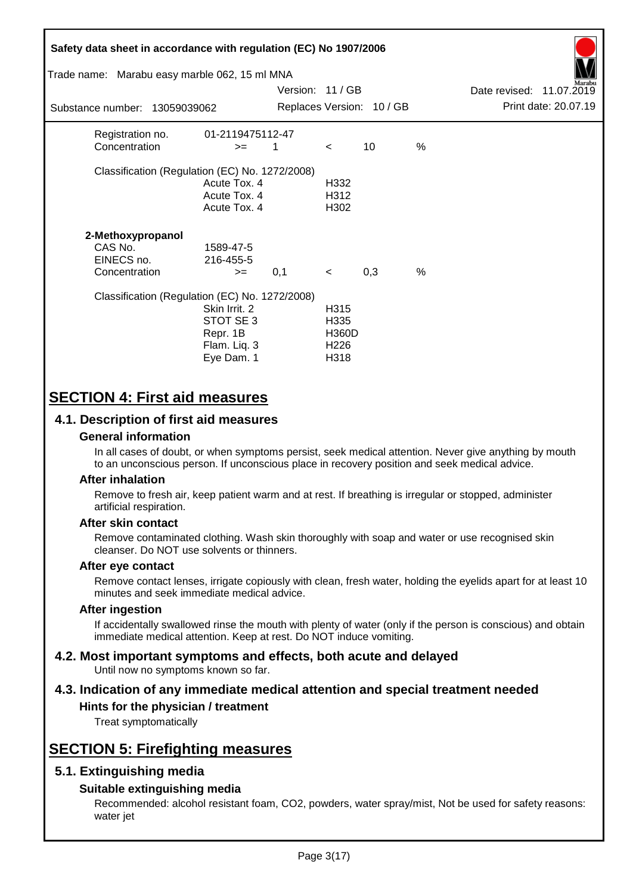| | | | | | |
|---|---|---|---|---|---|
| Registration no. | 01-2119475112-47 | | | | |
| Concentration | >= | 1 | < | 10 | % |

Classification (Regulation (EC) No. 1272/2008)

| | |
|---|---|
| Acute Tox. 4 | H332 |
| Acute Tox. 4 | H312 |
| Acute Tox. 4 | H302 |

**2-Methoxypropanol**

| | | | | | |
|---|---|---|---|---|---|
| CAS No. | 1589-47-5 | | | | |
| EINECS no. | 216-455-5 | | | | |
| Concentration | >= | 0,1 | < | 0,3 | % |

Classification (Regulation (EC) No. 1272/2008)

| | |
|---|---|
| Skin Irrit. 2 | H315 |
| STOT SE 3 | H335 |
| Repr. 1B | H360D |
| Flam. Liq. 3 | H226 |
| Eye Dam. 1 | H318 |

# SECTION 4: First aid measures

## 4.1. Description of first aid measures

### General information

In all cases of doubt, or when symptoms persist, seek medical attention. Never give anything by mouth to an unconscious person. If unconscious place in recovery position and seek medical advice.

### After inhalation

Remove to fresh air, keep patient warm and at rest. If breathing is irregular or stopped, administer artificial respiration.

### After skin contact

Remove contaminated clothing. Wash skin thoroughly with soap and water or use recognised skin cleanser. Do NOT use solvents or thinners.

### After eye contact

Remove contact lenses, irrigate copiously with clean, fresh water, holding the eyelids apart for at least 10 minutes and seek immediate medical advice.

### After ingestion

If accidentally swallowed rinse the mouth with plenty of water (only if the person is conscious) and obtain immediate medical attention. Keep at rest. Do NOT induce vomiting.

## 4.2. Most important symptoms and effects, both acute and delayed

Until now no symptoms known so far.

## 4.3. Indication of any immediate medical attention and special treatment needed

### Hints for the physician / treatment

Treat symptomatically

# SECTION 5: Firefighting measures

## 5.1. Extinguishing media

### Suitable extinguishing media

Recommended: alcohol resistant foam, $CO_2$, powders, water spray/mist, Not be used for safety reasons: water jet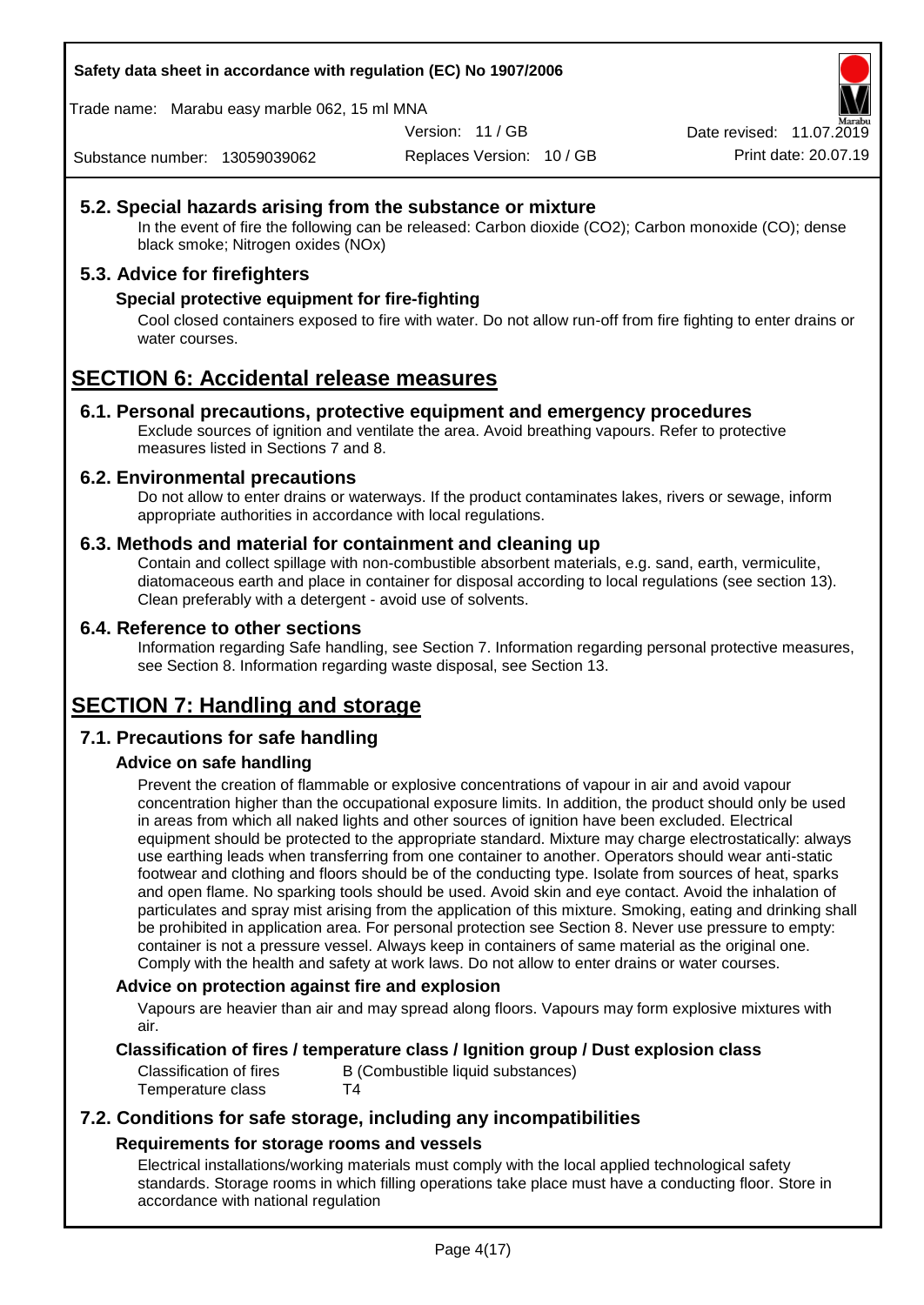## 5.2. Special hazards arising from the substance or mixture

In the event of fire the following can be released: Carbon dioxide ($CO_2$); Carbon monoxide (CO); dense black smoke; Nitrogen oxides (NOx)

## 5.3. Advice for firefighters

### Special protective equipment for fire-fighting

Cool closed containers exposed to fire with water. Do not allow run-off from fire fighting to enter drains or water courses.

# SECTION 6: Accidental release measures

## 6.1. Personal precautions, protective equipment and emergency procedures

Exclude sources of ignition and ventilate the area. Avoid breathing vapours. Refer to protective measures listed in Sections 7 and 8.

## 6.2. Environmental precautions

Do not allow to enter drains or waterways. If the product contaminates lakes, rivers or sewage, inform appropriate authorities in accordance with local regulations.

## 6.3. Methods and material for containment and cleaning up

Contain and collect spillage with non-combustible absorbent materials, e.g. sand, earth, vermiculite, diatomaceous earth and place in container for disposal according to local regulations (see section 13). Clean preferably with a detergent - avoid use of solvents.

## 6.4. Reference to other sections

Information regarding Safe handling, see Section 7. Information regarding personal protective measures, see Section 8. Information regarding waste disposal, see Section 13.

# SECTION 7: Handling and storage

## 7.1. Precautions for safe handling

### Advice on safe handling

Prevent the creation of flammable or explosive concentrations of vapour in air and avoid vapour concentration higher than the occupational exposure limits. In addition, the product should only be used in areas from which all naked lights and other sources of ignition have been excluded. Electrical equipment should be protected to the appropriate standard. Mixture may charge electrostatically: always use earthing leads when transferring from one container to another. Operators should wear anti-static footwear and clothing and floors should be of the conducting type. Isolate from sources of heat, sparks and open flame. No sparking tools should be used. Avoid skin and eye contact. Avoid the inhalation of particulates and spray mist arising from the application of this mixture. Smoking, eating and drinking shall be prohibited in application area. For personal protection see Section 8. Never use pressure to empty: container is not a pressure vessel. Always keep in containers of same material as the original one. Comply with the health and safety at work laws. Do not allow to enter drains or water courses.

### Advice on protection against fire and explosion

Vapours are heavier than air and may spread along floors. Vapours may form explosive mixtures with air.

### Classification of fires / temperature class / Ignition group / Dust explosion class

| | |
|---|---|
| Classification of fires | B (Combustible liquid substances) |
| Temperature class | T4 |

## 7.2. Conditions for safe storage, including any incompatibilities

### Requirements for storage rooms and vessels

Electrical installations/working materials must comply with the local applied technological safety standards. Storage rooms in which filling operations take place must have a conducting floor. Store in accordance with national regulation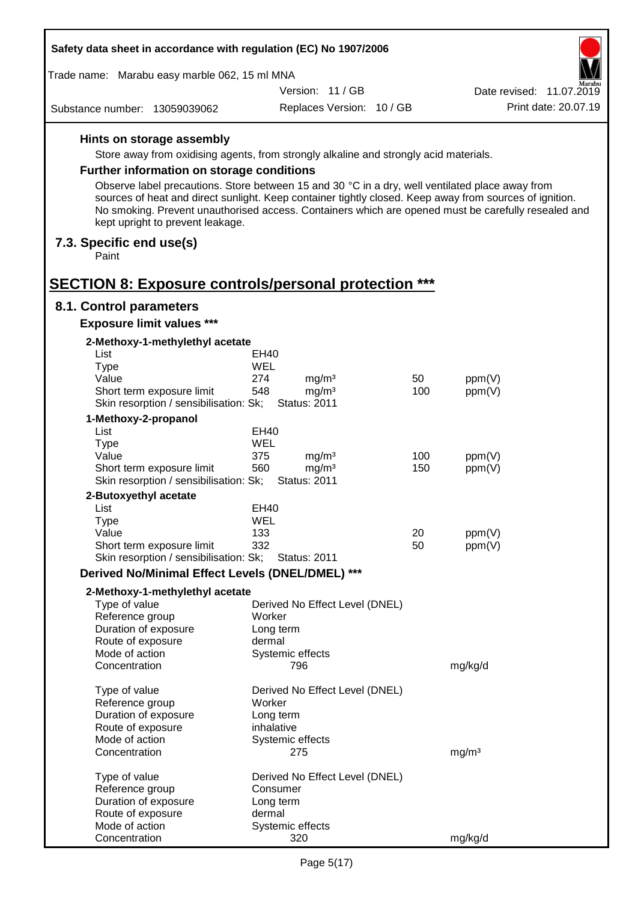**Hints on storage assembly**

Store away from oxidising agents, from strongly alkaline and strongly acid materials.

**Further information on storage conditions**

Observe label precautions. Store between 15 and 30 °C in a dry, well ventilated place away from sources of heat and direct sunlight. Keep container tightly closed. Keep away from sources of ignition. No smoking. Prevent unauthorised access. Containers which are opened must be carefully resealed and kept upright to prevent leakage.

## 7.3. Specific end use(s)

Paint

# SECTION 8: Exposure controls/personal protection ***

## 8.1. Control parameters

### Exposure limit values ***

**2-Methoxy-1-methylethyl acetate**

| | | | | |
|---|---|---|---|---|
| List | EH40 | | | |
| Type | WEL | | | |
| Value | 274 | mg/m³ | 50 | ppm(V) |
| Short term exposure limit | 548 | mg/m³ | 100 | ppm(V) |
| Skin resorption / sensibilisation: Sk; | Status: 2011 | | | |

**1-Methoxy-2-propanol**

| | | | | |
|---|---|---|---|---|
| List | EH40 | | | |
| Type | WEL | | | |
| Value | 375 | mg/m³ | 100 | ppm(V) |
| Short term exposure limit | 560 | mg/m³ | 150 | ppm(V) |
| Skin resorption / sensibilisation: Sk; | Status: 2011 | | | |

**2-Butoxyethyl acetate**

| | | | | |
|---|---|---|---|---|
| List | EH40 | | | |
| Type | WEL | | | |
| Value | 133 | | 20 | ppm(V) |
| Short term exposure limit | 332 | | 50 | ppm(V) |
| Skin resorption / sensibilisation: Sk; | Status: 2011 | | | |

### Derived No/Minimal Effect Levels (DNEL/DMEL) ***

**2-Methoxy-1-methylethyl acetate**

| | | |
|---|---|---|
| Type of value | Derived No Effect Level (DNEL) | |
| Reference group | Worker | |
| Duration of exposure | Long term | |
| Route of exposure | dermal | |
| Mode of action | Systemic effects | |
| Concentration | 796 | mg/kg/d |

| | | |
|---|---|---|
| Type of value | Derived No Effect Level (DNEL) | |
| Reference group | Worker | |
| Duration of exposure | Long term | |
| Route of exposure | inhalative | |
| Mode of action | Systemic effects | |
| Concentration | 275 | mg/m³ |

| | | |
|---|---|---|
| Type of value | Derived No Effect Level (DNEL) | |
| Reference group | Consumer | |
| Duration of exposure | Long term | |
| Route of exposure | dermal | |
| Mode of action | Systemic effects | |
| Concentration | 320 | mg/kg/d |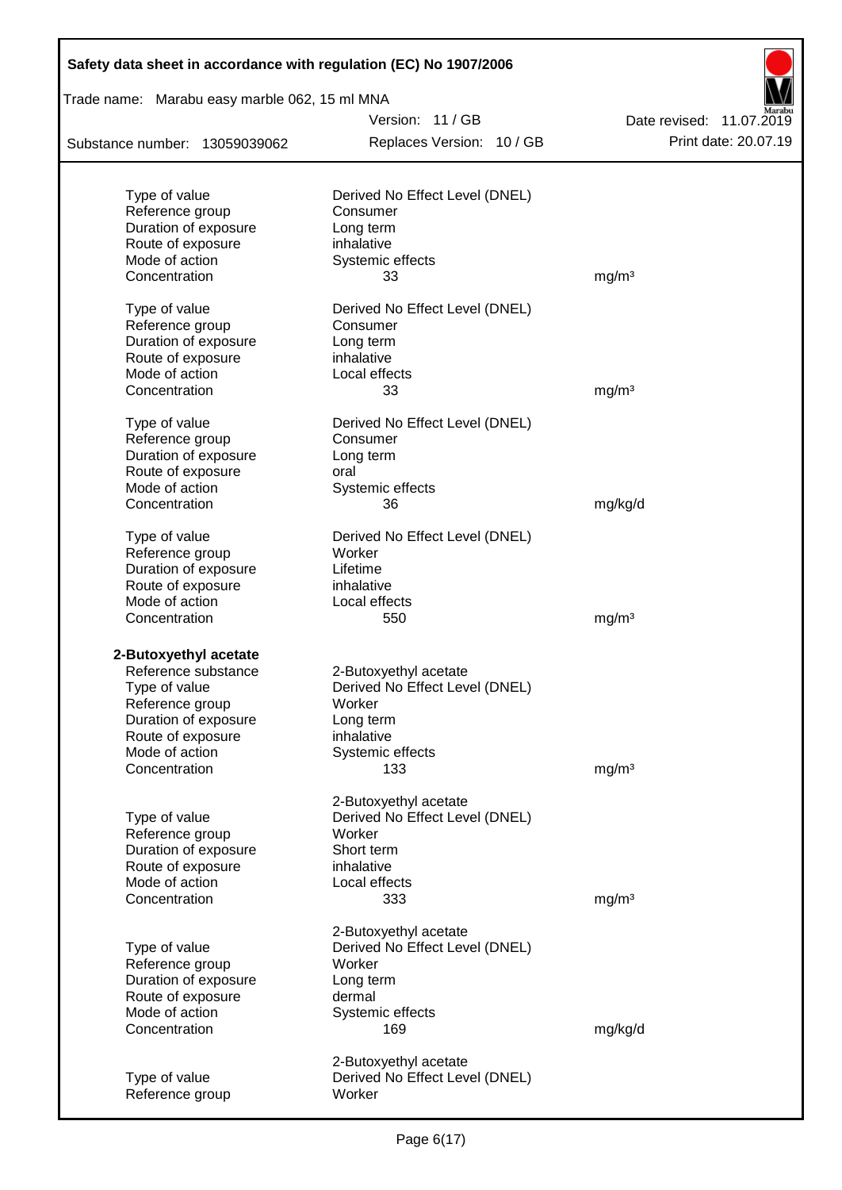Type of value | Derived No Effect Level (DNEL) |
---|---|---
Reference group | Consumer |
Duration of exposure | Long term |
Route of exposure | inhalative |
Mode of action | Systemic effects |
Concentration | 33 | mg/m³

| | | |
|---|---|---|
| Type of value | Derived No Effect Level (DNEL) | |
| Reference group | Consumer | |
| Duration of exposure | Long term | |
| Route of exposure | inhalative | |
| Mode of action | Local effects | |
| Concentration | 33 | mg/m³ |

| | | |
|---|---|---|
| Type of value | Derived No Effect Level (DNEL) | |
| Reference group | Consumer | |
| Duration of exposure | Long term | |
| Route of exposure | oral | |
| Mode of action | Systemic effects | |
| Concentration | 36 | mg/kg/d |

| | | |
|---|---|---|
| Type of value | Derived No Effect Level (DNEL) | |
| Reference group | Worker | |
| Duration of exposure | Lifetime | |
| Route of exposure | inhalative | |
| Mode of action | Local effects | |
| Concentration | 550 | mg/m³ |

**2-Butoxyethyl acetate**

| | | |
|---|---|---|
| Reference substance | 2-Butoxyethyl acetate | |
| Type of value | Derived No Effect Level (DNEL) | |
| Reference group | Worker | |
| Duration of exposure | Long term | |
| Route of exposure | inhalative | |
| Mode of action | Systemic effects | |
| Concentration | 133 | mg/m³ |

| | | |
|---|---|---|
| | 2-Butoxyethyl acetate | |
| Type of value | Derived No Effect Level (DNEL) | |
| Reference group | Worker | |
| Duration of exposure | Short term | |
| Route of exposure | inhalative | |
| Mode of action | Local effects | |
| Concentration | 333 | mg/m³ |

| | | |
|---|---|---|
| | 2-Butoxyethyl acetate | |
| Type of value | Derived No Effect Level (DNEL) | |
| Reference group | Worker | |
| Duration of exposure | Long term | |
| Route of exposure | dermal | |
| Mode of action | Systemic effects | |
| Concentration | 169 | mg/kg/d |

| | | |
|---|---|---|
| | 2-Butoxyethyl acetate | |
| Type of value | Derived No Effect Level (DNEL) | |
| Reference group | Worker | |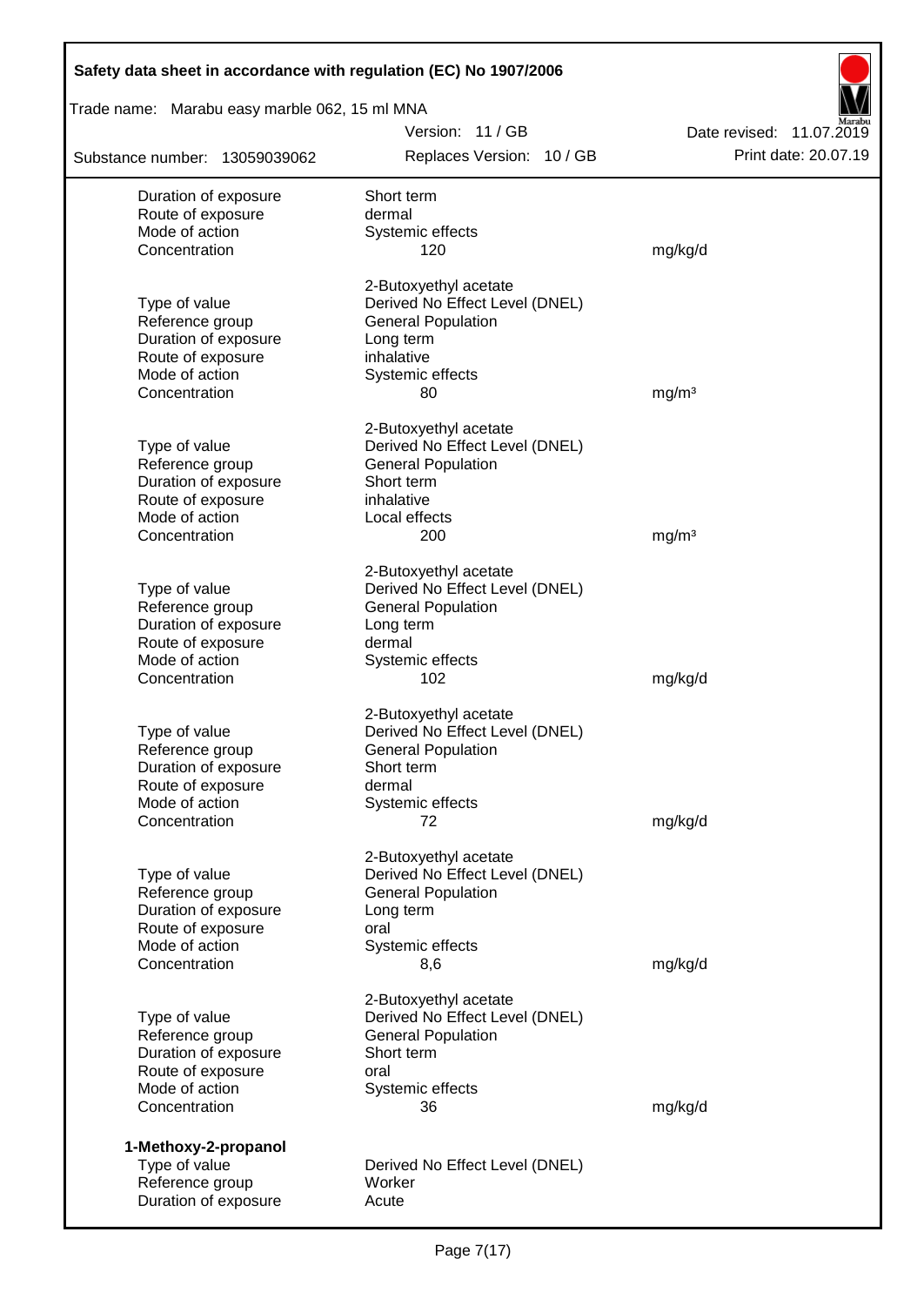| | | |
|---|---|---|
| Duration of exposure | Short term | |
| Route of exposure | dermal | |
| Mode of action | Systemic effects | |
| Concentration | 120 | mg/kg/d |

| | 2-Butoxyethyl acetate | |
|---|---|---|
| Type of value | Derived No Effect Level (DNEL) | |
| Reference group | General Population | |
| Duration of exposure | Long term | |
| Route of exposure | inhalative | |
| Mode of action | Systemic effects | |
| Concentration | 80 | mg/m³ |

| | 2-Butoxyethyl acetate | |
|---|---|---|
| Type of value | Derived No Effect Level (DNEL) | |
| Reference group | General Population | |
| Duration of exposure | Short term | |
| Route of exposure | inhalative | |
| Mode of action | Local effects | |
| Concentration | 200 | mg/m³ |

| | 2-Butoxyethyl acetate | |
|---|---|---|
| Type of value | Derived No Effect Level (DNEL) | |
| Reference group | General Population | |
| Duration of exposure | Long term | |
| Route of exposure | dermal | |
| Mode of action | Systemic effects | |
| Concentration | 102 | mg/kg/d |

| | 2-Butoxyethyl acetate | |
|---|---|---|
| Type of value | Derived No Effect Level (DNEL) | |
| Reference group | General Population | |
| Duration of exposure | Short term | |
| Route of exposure | dermal | |
| Mode of action | Systemic effects | |
| Concentration | 72 | mg/kg/d |

| | 2-Butoxyethyl acetate | |
|---|---|---|
| Type of value | Derived No Effect Level (DNEL) | |
| Reference group | General Population | |
| Duration of exposure | Long term | |
| Route of exposure | oral | |
| Mode of action | Systemic effects | |
| Concentration | 8,6 | mg/kg/d |

| | 2-Butoxyethyl acetate | |
|---|---|---|
| Type of value | Derived No Effect Level (DNEL) | |
| Reference group | General Population | |
| Duration of exposure | Short term | |
| Route of exposure | oral | |
| Mode of action | Systemic effects | |
| Concentration | 36 | mg/kg/d |

**1-Methoxy-2-propanol**

| | | |
|---|---|---|
| Type of value | Derived No Effect Level (DNEL) | |
| Reference group | Worker | |
| Duration of exposure | Acute | |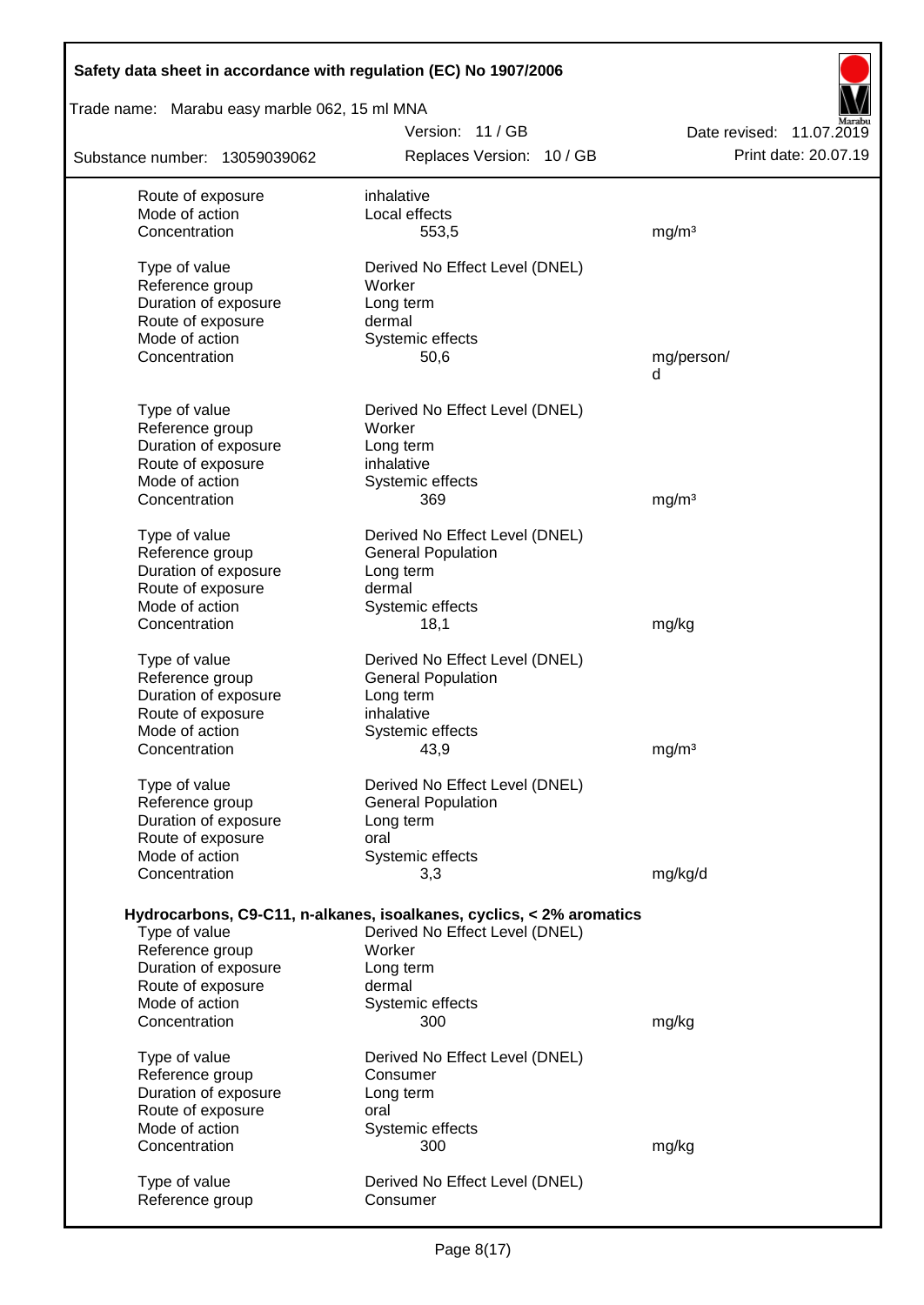| | | |
|---|---|---|
| Route of exposure | inhalative | |
| Mode of action | Local effects | |
| Concentration | 553,5 | mg/m³ |
| | | |
| Type of value | Derived No Effect Level (DNEL) | |
| Reference group | Worker | |
| Duration of exposure | Long term | |
| Route of exposure | dermal | |
| Mode of action | Systemic effects | |
| Concentration | 50,6 | mg/person/d |
| | | |
| Type of value | Derived No Effect Level (DNEL) | |
| Reference group | Worker | |
| Duration of exposure | Long term | |
| Route of exposure | inhalative | |
| Mode of action | Systemic effects | |
| Concentration | 369 | mg/m³ |
| | | |
| Type of value | Derived No Effect Level (DNEL) | |
| Reference group | General Population | |
| Duration of exposure | Long term | |
| Route of exposure | dermal | |
| Mode of action | Systemic effects | |
| Concentration | 18,1 | mg/kg |
| | | |
| Type of value | Derived No Effect Level (DNEL) | |
| Reference group | General Population | |
| Duration of exposure | Long term | |
| Route of exposure | inhalative | |
| Mode of action | Systemic effects | |
| Concentration | 43,9 | mg/m³ |
| | | |
| Type of value | Derived No Effect Level (DNEL) | |
| Reference group | General Population | |
| Duration of exposure | Long term | |
| Route of exposure | oral | |
| Mode of action | Systemic effects | |
| Concentration | 3,3 | mg/kg/d |

**Hydrocarbons, C9-C11, n-alkanes, isoalkanes, cyclics, < 2% aromatics**

| | | |
|---|---|---|
| Type of value | Derived No Effect Level (DNEL) | |
| Reference group | Worker | |
| Duration of exposure | Long term | |
| Route of exposure | dermal | |
| Mode of action | Systemic effects | |
| Concentration | 300 | mg/kg |
| | | |
| Type of value | Derived No Effect Level (DNEL) | |
| Reference group | Consumer | |
| Duration of exposure | Long term | |
| Route of exposure | oral | |
| Mode of action | Systemic effects | |
| Concentration | 300 | mg/kg |
| | | |
| Type of value | Derived No Effect Level (DNEL) | |
| Reference group | Consumer | |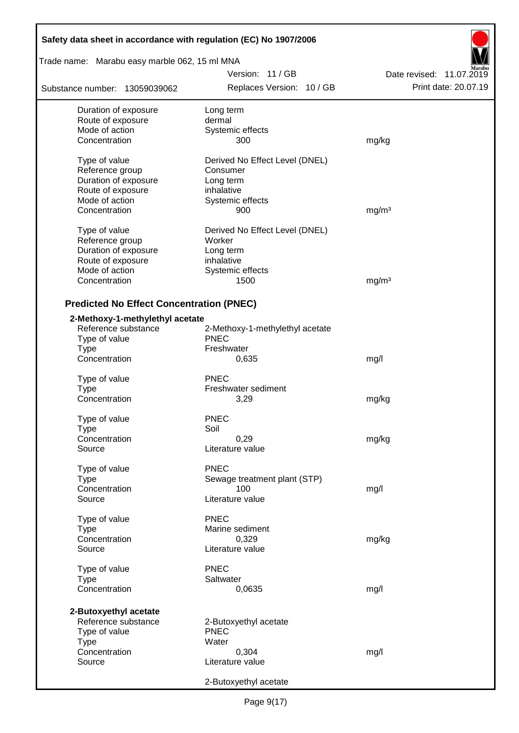| | | |
|---|---|---|
| Duration of exposure | Long term | |
| Route of exposure | dermal | |
| Mode of action | Systemic effects | |
| Concentration | 300 | mg/kg |
| | | |
| Type of value | Derived No Effect Level (DNEL) | |
| Reference group | Consumer | |
| Duration of exposure | Long term | |
| Route of exposure | inhalative | |
| Mode of action | Systemic effects | |
| Concentration | 900 | mg/m³ |
| | | |
| Type of value | Derived No Effect Level (DNEL) | |
| Reference group | Worker | |
| Duration of exposure | Long term | |
| Route of exposure | inhalative | |
| Mode of action | Systemic effects | |
| Concentration | 1500 | mg/m³ |

## Predicted No Effect Concentration (PNEC)

**2-Methoxy-1-methylethyl acetate**

| | | |
|---|---|---|
| Reference substance | 2-Methoxy-1-methylethyl acetate | |
| Type of value | PNEC | |
| Type | Freshwater | |
| Concentration | 0,635 | mg/l |
| | | |
| Type of value | PNEC | |
| Type | Freshwater sediment | |
| Concentration | 3,29 | mg/kg |
| | | |
| Type of value | PNEC | |
| Type | Soil | |
| Concentration | 0,29 | mg/kg |
| Source | Literature value | |
| | | |
| Type of value | PNEC | |
| Type | Sewage treatment plant (STP) | |
| Concentration | 100 | mg/l |
| Source | Literature value | |
| | | |
| Type of value | PNEC | |
| Type | Marine sediment | |
| Concentration | 0,329 | mg/kg |
| Source | Literature value | |
| | | |
| Type of value | PNEC | |
| Type | Saltwater | |
| Concentration | 0,0635 | mg/l |

**2-Butoxyethyl acetate**

| | | |
|---|---|---|
| Reference substance | 2-Butoxyethyl acetate | |
| Type of value | PNEC | |
| Type | Water | |
| Concentration | 0,304 | mg/l |
| Source | Literature value | |
| | | |
| | 2-Butoxyethyl acetate | |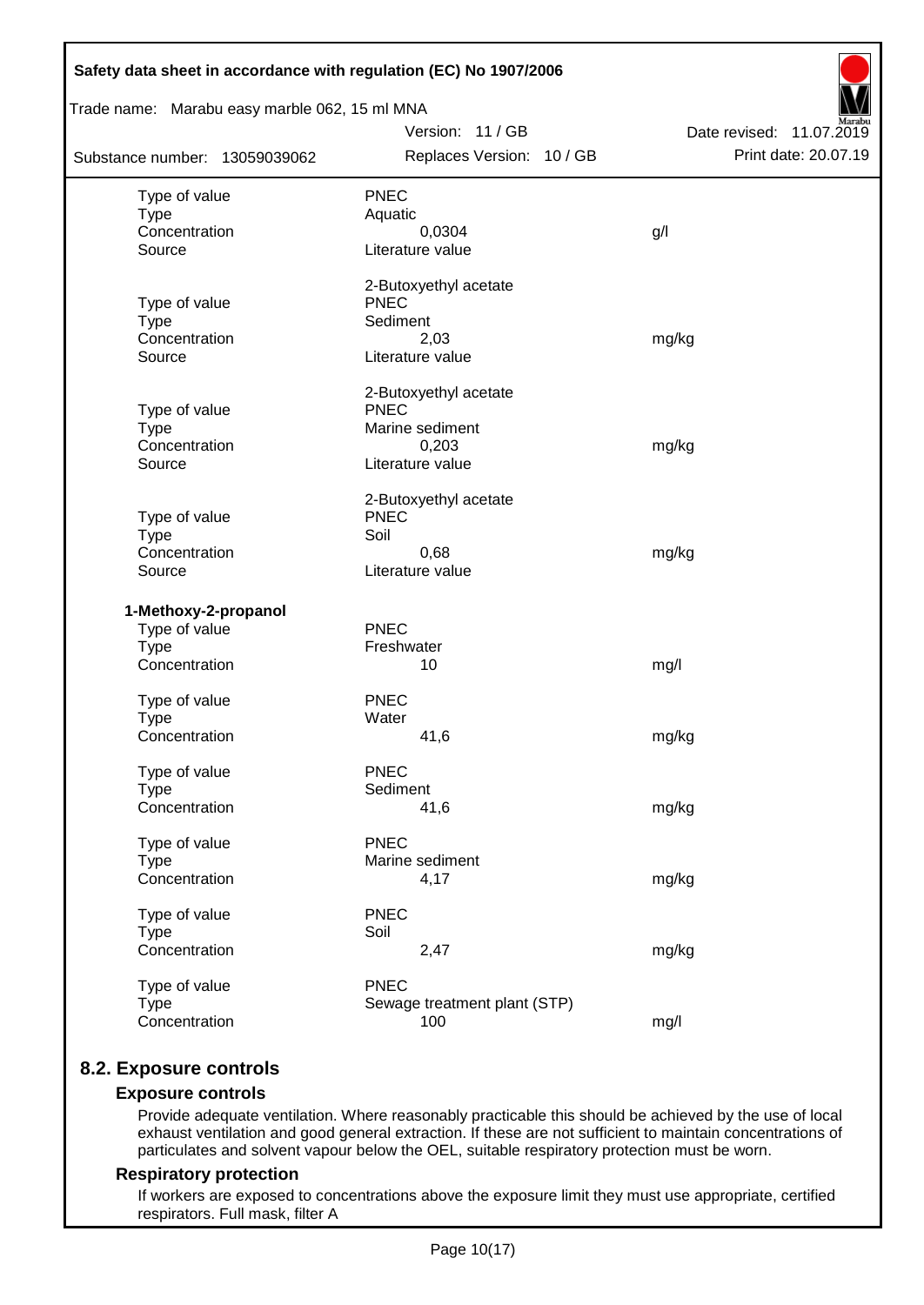| | | |
|---|---|---|
| Type of value | PNEC | |
| Type | Aquatic | |
| Concentration | 0,0304 | g/l |
| Source | Literature value | |
| | 2-Butoxyethyl acetate | |
| Type of value | PNEC | |
| Type | Sediment | |
| Concentration | 2,03 | mg/kg |
| Source | Literature value | |
| | 2-Butoxyethyl acetate | |
| Type of value | PNEC | |
| Type | Marine sediment | |
| Concentration | 0,203 | mg/kg |
| Source | Literature value | |
| | 2-Butoxyethyl acetate | |
| Type of value | PNEC | |
| Type | Soil | |
| Concentration | 0,68 | mg/kg |
| Source | Literature value | |

**1-Methoxy-2-propanol**

| | | |
|---|---|---|
| Type of value | PNEC | |
| Type | Freshwater | |
| Concentration | 10 | mg/l |
| Type of value | PNEC | |
| Type | Water | |
| Concentration | 41,6 | mg/kg |
| Type of value | PNEC | |
| Type | Sediment | |
| Concentration | 41,6 | mg/kg |
| Type of value | PNEC | |
| Type | Marine sediment | |
| Concentration | 4,17 | mg/kg |
| Type of value | PNEC | |
| Type | Soil | |
| Concentration | 2,47 | mg/kg |
| Type of value | PNEC | |
| Type | Sewage treatment plant (STP) | |
| Concentration | 100 | mg/l |

## 8.2. Exposure controls

### Exposure controls

Provide adequate ventilation. Where reasonably practicable this should be achieved by the use of local exhaust ventilation and good general extraction. If these are not sufficient to maintain concentrations of particulates and solvent vapour below the OEL, suitable respiratory protection must be worn.

### Respiratory protection

If workers are exposed to concentrations above the exposure limit they must use appropriate, certified respirators. Full mask, filter A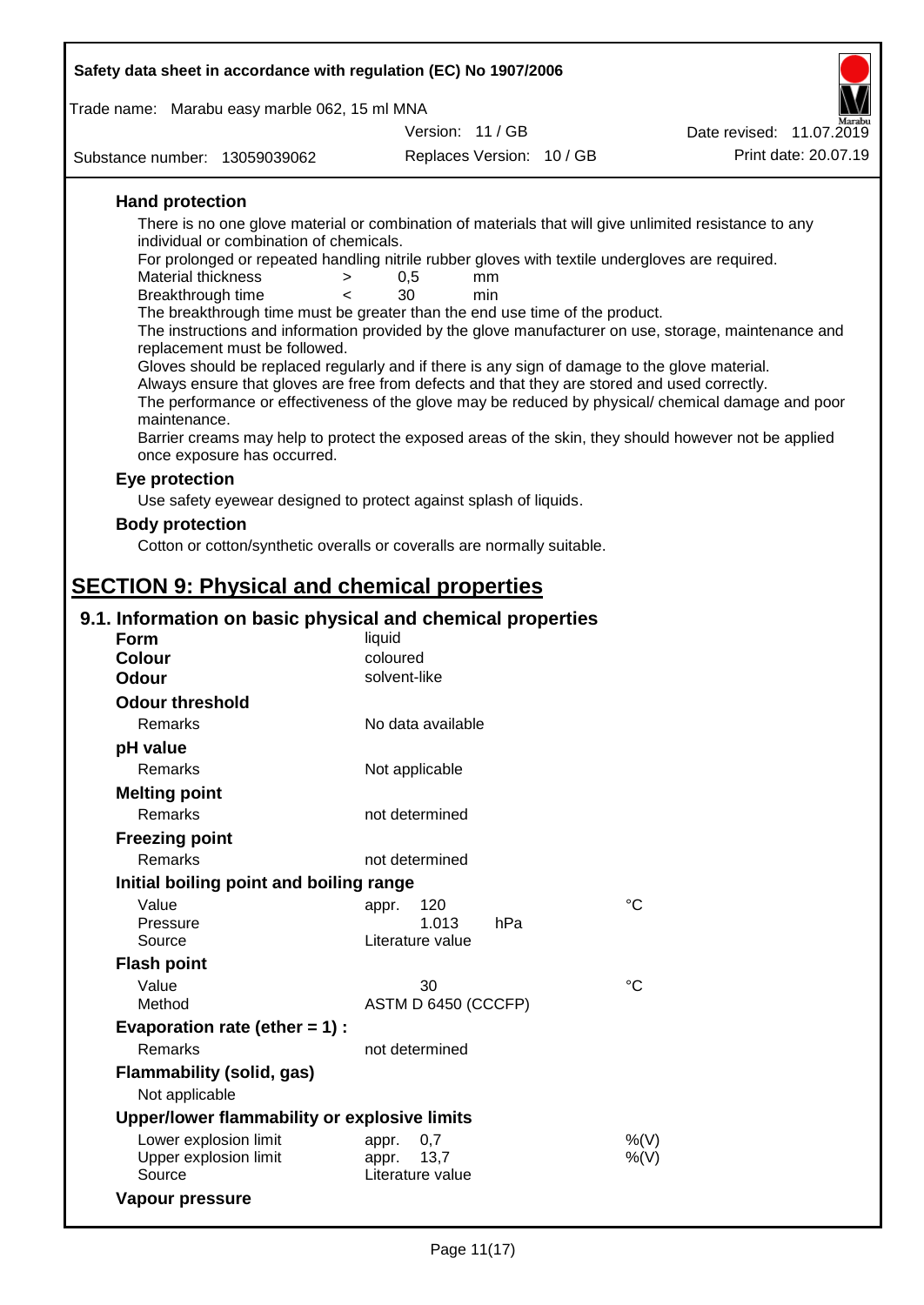### Hand protection

There is no one glove material or combination of materials that will give unlimited resistance to any individual or combination of chemicals.

For prolonged or repeated handling nitrile rubber gloves with textile undergloves are required.

| | | | |
|---|---|---|---|
| Material thickness | > | 0,5 | mm |
| Breakthrough time | < | 30 | min |

The breakthrough time must be greater than the end use time of the product.

The instructions and information provided by the glove manufacturer on use, storage, maintenance and replacement must be followed.

Gloves should be replaced regularly and if there is any sign of damage to the glove material.

Always ensure that gloves are free from defects and that they are stored and used correctly.

The performance or effectiveness of the glove may be reduced by physical/ chemical damage and poor maintenance.

Barrier creams may help to protect the exposed areas of the skin, they should however not be applied once exposure has occurred.

### Eye protection

Use safety eyewear designed to protect against splash of liquids.

### Body protection

Cotton or cotton/synthetic overalls or coveralls are normally suitable.

# SECTION 9: Physical and chemical properties

## 9.1. Information on basic physical and chemical properties

**Form** liquid

**Colour** coloured

**Odour** solvent-like

**Odour threshold**

Remarks: No data available

**pH value**

Remarks: Not applicable

**Melting point**

Remarks: not determined

**Freezing point**

Remarks: not determined

**Initial boiling point and boiling range**

| | | | |
|---|---|---|---|
| Value | appr. 120 | | °C |
| Pressure | 1.013 | hPa | |
| Source | Literature value | | |

**Flash point**

| | | |
|---|---|---|
| Value | 30 | °C |
| Method | ASTM D 6450 (CCCFP) | |

**Evaporation rate (ether = 1) :**

Remarks: not determined

**Flammability (solid, gas)**

Not applicable

**Upper/lower flammability or explosive limits**

| | | |
|---|---|---|
| Lower explosion limit | appr. 0,7 | %(V) |
| Upper explosion limit | appr. 13,7 | %(V) |
| Source | Literature value | |

**Vapour pressure**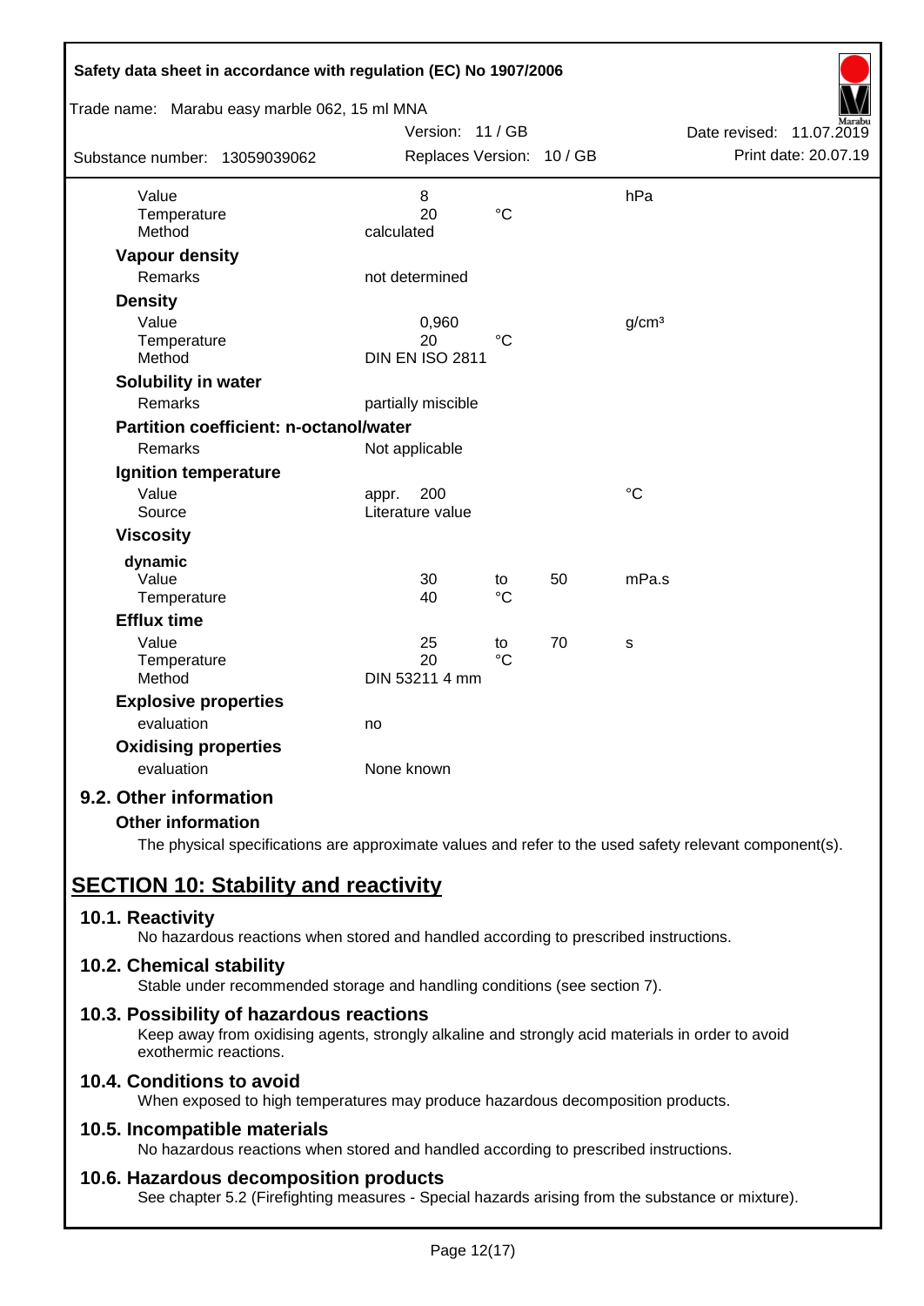| | | | | |
|---|---|---|---|---|
| Value | 8 | | | hPa |
| Temperature | 20 | °C | | |
| Method | calculated | | | |

**Vapour density**

| | |
|---|---|
| Remarks | not determined |

**Density**

| | | | |
|---|---|---|---|
| Value | 0,960 | | g/cm³ |
| Temperature | 20 | °C | |
| Method | DIN EN ISO 2811 | | |

**Solubility in water**

| | |
|---|---|
| Remarks | partially miscible |

**Partition coefficient: n-octanol/water**

| | |
|---|---|
| Remarks | Not applicable |

**Ignition temperature**

| | | |
|---|---|---|
| Value | appr. 200 | °C |
| Source | Literature value | |

**Viscosity**

dynamic

| | | | | |
|---|---|---|---|---|
| Value | 30 | to | 50 | mPa.s |
| Temperature | 40 | °C | | |

**Efflux time**

| | | | | |
|---|---|---|---|---|
| Value | 25 | to | 70 | s |
| Temperature | 20 | °C | | |
| Method | DIN 53211 4 mm | | | |

**Explosive properties**

| | |
|---|---|
| evaluation | no |

**Oxidising properties**

| | |
|---|---|
| evaluation | None known |

### 9.2. Other information

**Other information**

The physical specifications are approximate values and refer to the used safety relevant component(s).

## SECTION 10: Stability and reactivity

### 10.1. Reactivity

No hazardous reactions when stored and handled according to prescribed instructions.

### 10.2. Chemical stability

Stable under recommended storage and handling conditions (see section 7).

### 10.3. Possibility of hazardous reactions

Keep away from oxidising agents, strongly alkaline and strongly acid materials in order to avoid exothermic reactions.

### 10.4. Conditions to avoid

When exposed to high temperatures may produce hazardous decomposition products.

### 10.5. Incompatible materials

No hazardous reactions when stored and handled according to prescribed instructions.

### 10.6. Hazardous decomposition products

See chapter 5.2 (Firefighting measures - Special hazards arising from the substance or mixture).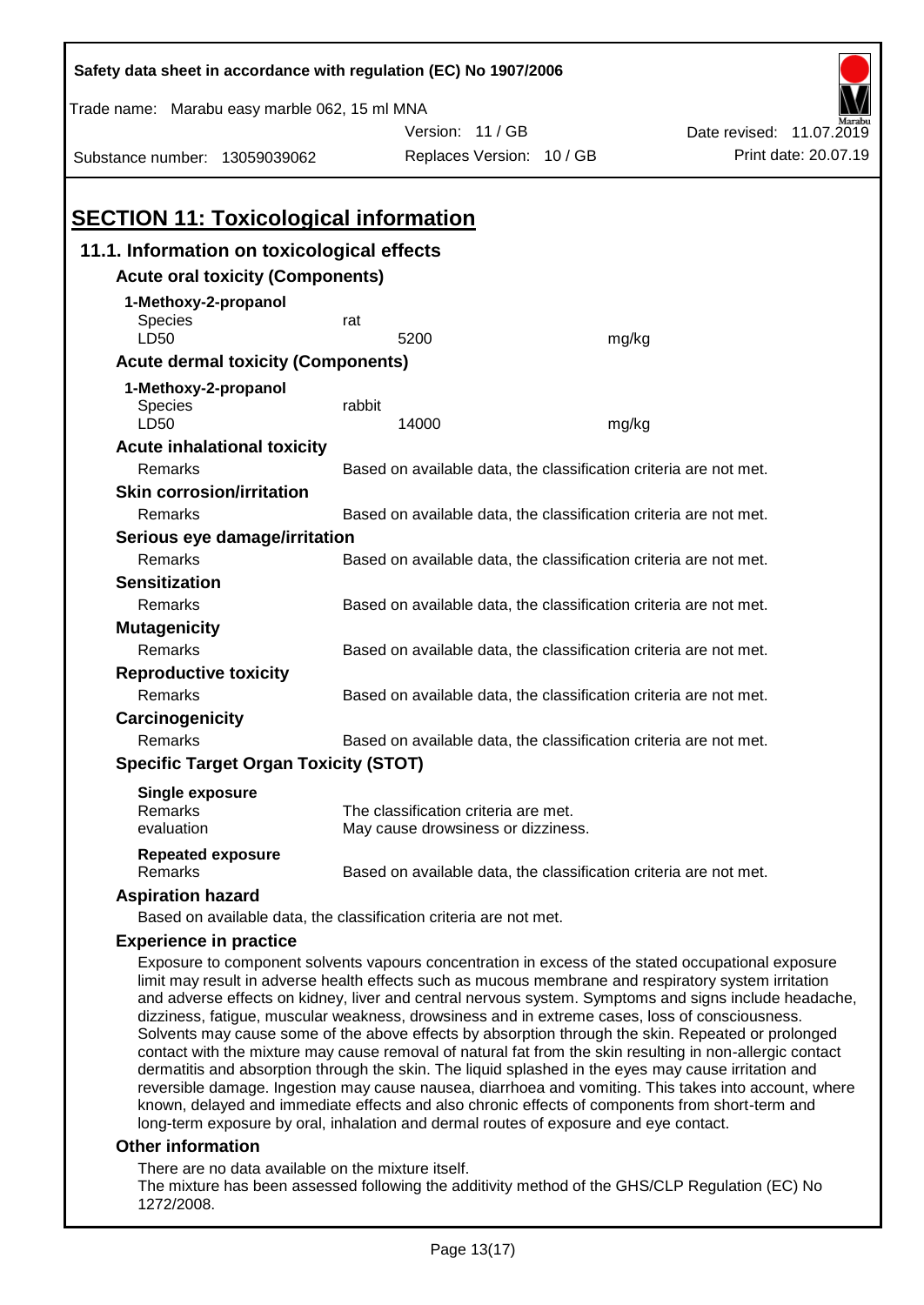# SECTION 11: Toxicological information

## 11.1. Information on toxicological effects

### Acute oral toxicity (Components)

**1-Methoxy-2-propanol**

| | | |
|---|---|---|
| Species | rat | |
| LD50 | 5200 | mg/kg |

### Acute dermal toxicity (Components)

**1-Methoxy-2-propanol**

| | | |
|---|---|---|
| Species | rabbit | |
| LD50 | 14000 | mg/kg |

### Acute inhalational toxicity

Remarks: Based on available data, the classification criteria are not met.

### Skin corrosion/irritation

Remarks: Based on available data, the classification criteria are not met.

### Serious eye damage/irritation

Remarks: Based on available data, the classification criteria are not met.

### Sensitization

Remarks: Based on available data, the classification criteria are not met.

### Mutagenicity

Remarks: Based on available data, the classification criteria are not met.

### Reproductive toxicity

Remarks: Based on available data, the classification criteria are not met.

### Carcinogenicity

Remarks: Based on available data, the classification criteria are not met.

### Specific Target Organ Toxicity (STOT)

**Single exposure**

Remarks: The classification criteria are met.
evaluation: May cause drowsiness or dizziness.

**Repeated exposure**

Remarks: Based on available data, the classification criteria are not met.

### Aspiration hazard

Based on available data, the classification criteria are not met.

### Experience in practice

Exposure to component solvents vapours concentration in excess of the stated occupational exposure limit may result in adverse health effects such as mucous membrane and respiratory system irritation and adverse effects on kidney, liver and central nervous system. Symptoms and signs include headache, dizziness, fatigue, muscular weakness, drowsiness and in extreme cases, loss of consciousness. Solvents may cause some of the above effects by absorption through the skin. Repeated or prolonged contact with the mixture may cause removal of natural fat from the skin resulting in non-allergic contact dermatitis and absorption through the skin. The liquid splashed in the eyes may cause irritation and reversible damage. Ingestion may cause nausea, diarrhoea and vomiting. This takes into account, where known, delayed and immediate effects and also chronic effects of components from short-term and long-term exposure by oral, inhalation and dermal routes of exposure and eye contact.

### Other information

There are no data available on the mixture itself.
The mixture has been assessed following the additivity method of the GHS/CLP Regulation (EC) No 1272/2008.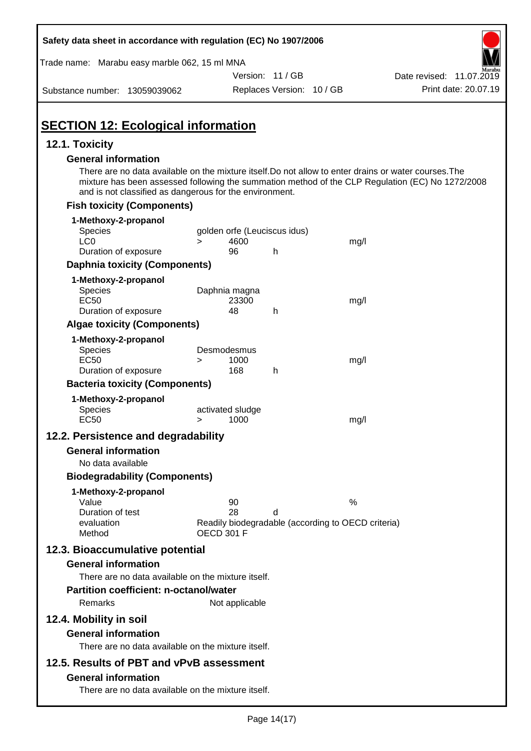## SECTION 12: Ecological information

### 12.1. Toxicity

#### General information

There are no data available on the mixture itself.Do not allow to enter drains or water courses.The mixture has been assessed following the summation method of the CLP Regulation (EC) No 1272/2008 and is not classified as dangerous for the environment.

#### Fish toxicity (Components)

**1-Methoxy-2-propanol**

| | | | | |
|---|---|---|---|---|
| Species | golden orfe (Leuciscus idus) | | | |
| LC0 | > | 4600 | | mg/l |
| Duration of exposure | | 96 | h | |

#### Daphnia toxicity (Components)

**1-Methoxy-2-propanol**

| | | | | |
|---|---|---|---|---|
| Species | Daphnia magna | | | |
| EC50 | | 23300 | | mg/l |
| Duration of exposure | | 48 | h | |

#### Algae toxicity (Components)

**1-Methoxy-2-propanol**

| | | | | |
|---|---|---|---|---|
| Species | Desmodesmus | | | |
| EC50 | > | 1000 | | mg/l |
| Duration of exposure | | 168 | h | |

#### Bacteria toxicity (Components)

**1-Methoxy-2-propanol**

| | | | | |
|---|---|---|---|---|
| Species | activated sludge | | | |
| EC50 | > | 1000 | | mg/l |

### 12.2. Persistence and degradability

#### General information

No data available

#### Biodegradability (Components)

**1-Methoxy-2-propanol**

| | | | |
|---|---|---|---|
| Value | 90 | | % |
| Duration of test | 28 | d | |
| evaluation | Readily biodegradable (according to OECD criteria) | | |
| Method | OECD 301 F | | |

### 12.3. Bioaccumulative potential

#### General information

There are no data available on the mixture itself.

#### Partition coefficient: n-octanol/water

Remarks Not applicable

### 12.4. Mobility in soil

#### General information

There are no data available on the mixture itself.

### 12.5. Results of PBT and vPvB assessment

#### General information

There are no data available on the mixture itself.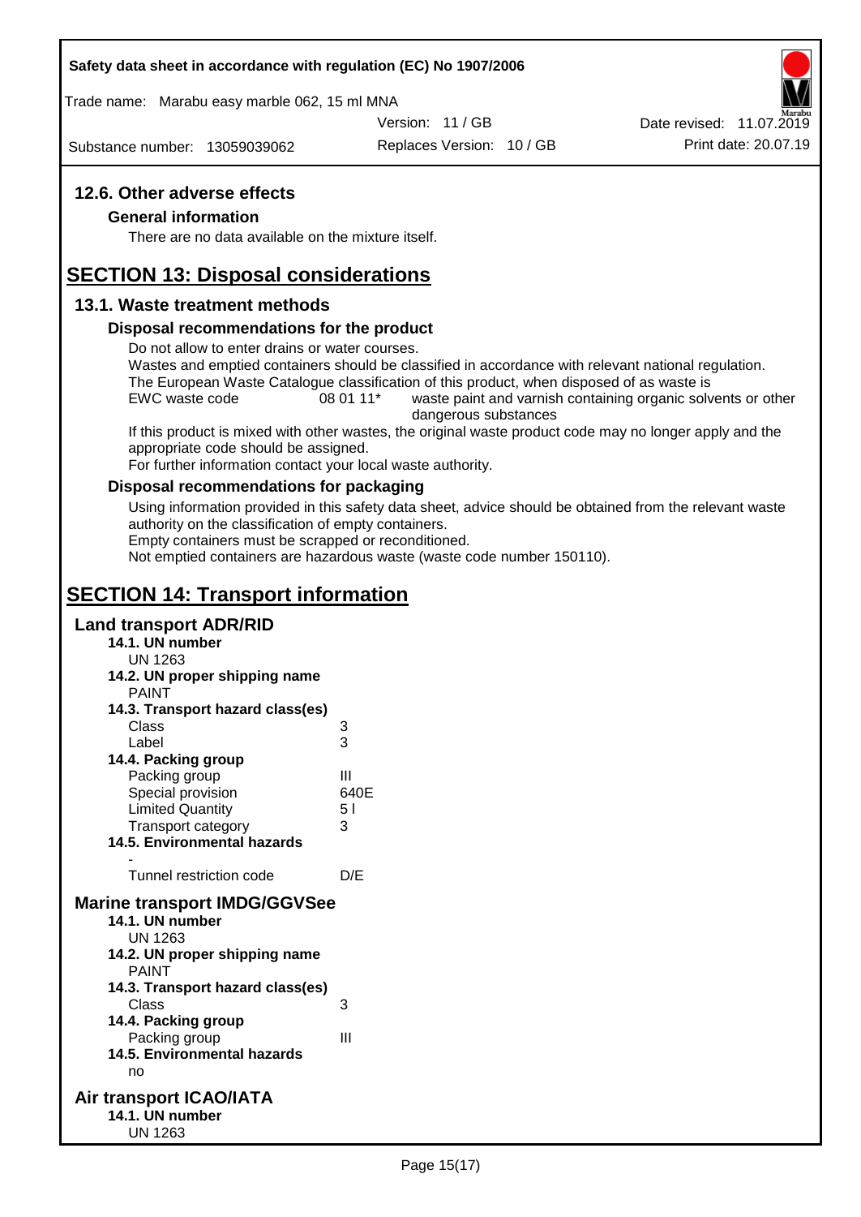## 12.6. Other adverse effects

### General information

There are no data available on the mixture itself.

# SECTION 13: Disposal considerations

## 13.1. Waste treatment methods

### Disposal recommendations for the product

Do not allow to enter drains or water courses.
Wastes and emptied containers should be classified in accordance with relevant national regulation.
The European Waste Catalogue classification of this product, when disposed of as waste is

| EWC waste code | 08 01 11* | waste paint and varnish containing organic solvents or other dangerous substances |
|---|---|---|

If this product is mixed with other wastes, the original waste product code may no longer apply and the appropriate code should be assigned.
For further information contact your local waste authority.

### Disposal recommendations for packaging

Using information provided in this safety data sheet, advice should be obtained from the relevant waste authority on the classification of empty containers.
Empty containers must be scrapped or reconditioned.
Not emptied containers are hazardous waste (waste code number 150110).

# SECTION 14: Transport information

## Land transport ADR/RID

**14.1. UN number**
UN 1263

**14.2. UN proper shipping name**
PAINT

**14.3. Transport hazard class(es)**

| | |
|---|---|
| Class | 3 |
| Label | 3 |

**14.4. Packing group**

| | |
|---|---|
| Packing group | III |
| Special provision | 640E |
| Limited Quantity | 5 l |
| Transport category | 3 |

**14.5. Environmental hazards**
-

| | |
|---|---|
| Tunnel restriction code | D/E |

## Marine transport IMDG/GGVSee

**14.1. UN number**
UN 1263

**14.2. UN proper shipping name**
PAINT

**14.3. Transport hazard class(es)**

| | |
|---|---|
| Class | 3 |

**14.4. Packing group**

| | |
|---|---|
| Packing group | III |

**14.5. Environmental hazards**
no

## Air transport ICAO/IATA

**14.1. UN number**
UN 1263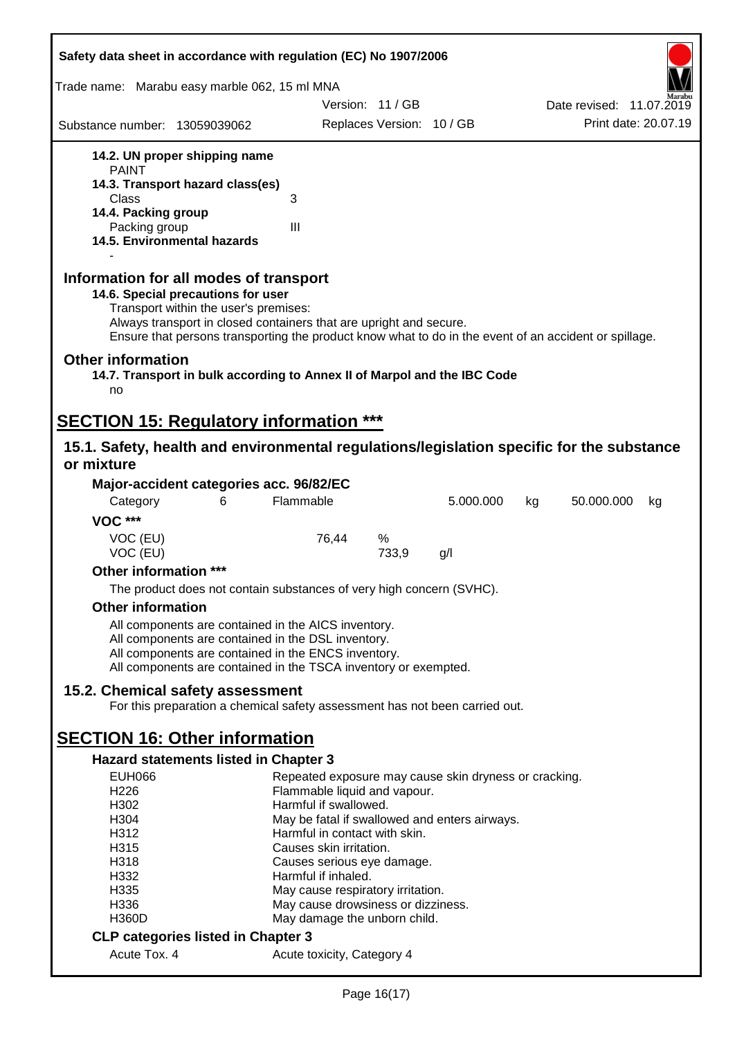**14.2. UN proper shipping name**
PAINT

**14.3. Transport hazard class(es)**

| | |
|---|---|
| Class | 3 |

**14.4. Packing group**

| | |
|---|---|
| Packing group | III |

**14.5. Environmental hazards**
-

## Information for all modes of transport

**14.6. Special precautions for user**

Transport within the user's premises:
Always transport in closed containers that are upright and secure.
Ensure that persons transporting the product know what to do in the event of an accident or spillage.

## Other information

**14.7. Transport in bulk according to Annex II of Marpol and the IBC Code**
no

# SECTION 15: Regulatory information ***

## 15.1. Safety, health and environmental regulations/legislation specific for the substance or mixture

**Major-accident categories acc. 96/82/EC**

| Category | 6 | Flammable | 5.000.000 | kg | 50.000.000 | kg |
|---|---|---|---|---|---|---|

**VOC ***

| | | | |
|---|---|---|---|
| VOC (EU) | 76,44 | % | |
| VOC (EU) | | 733,9 | g/l |

**Other information ***

The product does not contain substances of very high concern (SVHC).

**Other information**

All components are contained in the AICS inventory.
All components are contained in the DSL inventory.
All components are contained in the ENCS inventory.
All components are contained in the TSCA inventory or exempted.

## 15.2. Chemical safety assessment

For this preparation a chemical safety assessment has not been carried out.

# SECTION 16: Other information

**Hazard statements listed in Chapter 3**

| | |
|---|---|
| EUH066 | Repeated exposure may cause skin dryness or cracking. |
| H226 | Flammable liquid and vapour. |
| H302 | Harmful if swallowed. |
| H304 | May be fatal if swallowed and enters airways. |
| H312 | Harmful in contact with skin. |
| H315 | Causes skin irritation. |
| H318 | Causes serious eye damage. |
| H332 | Harmful if inhaled. |
| H335 | May cause respiratory irritation. |
| H336 | May cause drowsiness or dizziness. |
| H360D | May damage the unborn child. |

**CLP categories listed in Chapter 3**

| | |
|---|---|
| Acute Tox. 4 | Acute toxicity, Category 4 |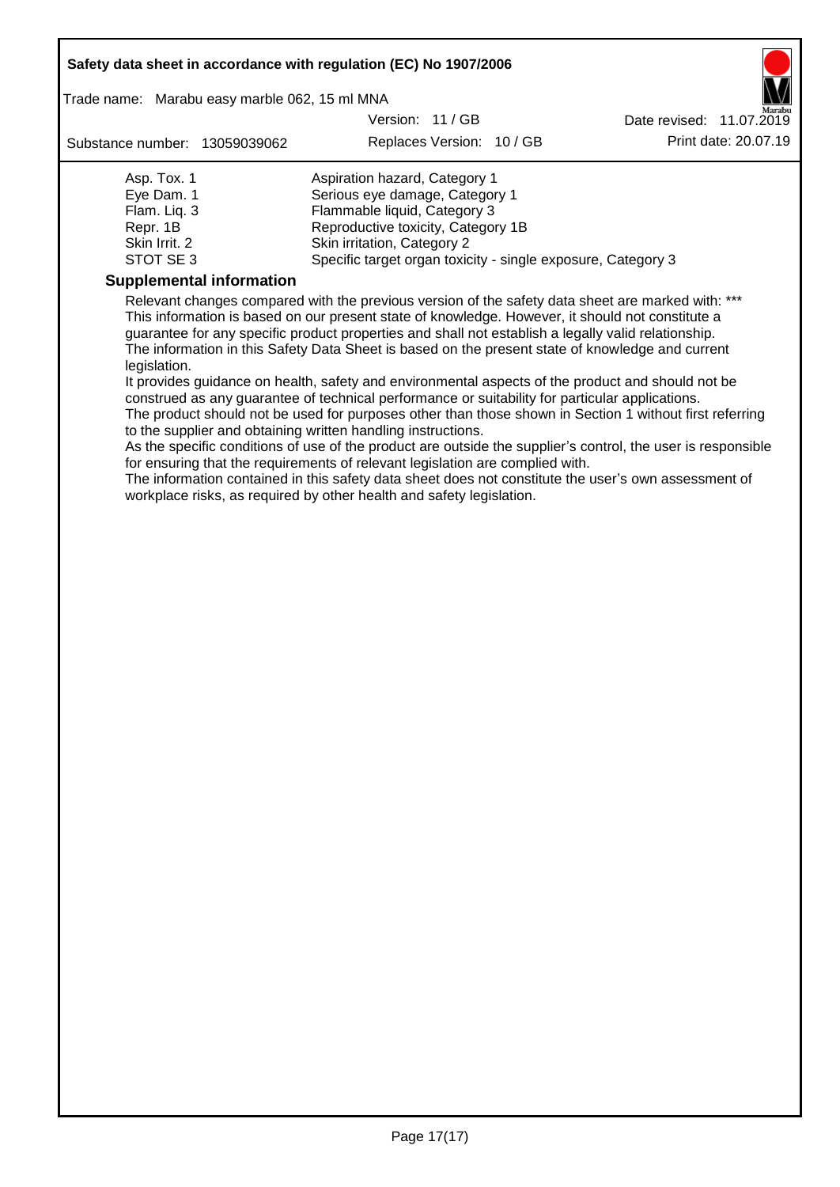| | |
|---|---|
| Asp. Tox. 1 | Aspiration hazard, Category 1 |
| Eye Dam. 1 | Serious eye damage, Category 1 |
| Flam. Liq. 3 | Flammable liquid, Category 3 |
| Repr. 1B | Reproductive toxicity, Category 1B |
| Skin Irrit. 2 | Skin irritation, Category 2 |
| STOT SE 3 | Specific target organ toxicity - single exposure, Category 3 |

## Supplemental information

Relevant changes compared with the previous version of the safety data sheet are marked with: ***
This information is based on our present state of knowledge. However, it should not constitute a guarantee for any specific product properties and shall not establish a legally valid relationship.
The information in this Safety Data Sheet is based on the present state of knowledge and current legislation.
It provides guidance on health, safety and environmental aspects of the product and should not be construed as any guarantee of technical performance or suitability for particular applications.
The product should not be used for purposes other than those shown in Section 1 without first referring to the supplier and obtaining written handling instructions.
As the specific conditions of use of the product are outside the supplier's control, the user is responsible for ensuring that the requirements of relevant legislation are complied with.
The information contained in this safety data sheet does not constitute the user's own assessment of workplace risks, as required by other health and safety legislation.